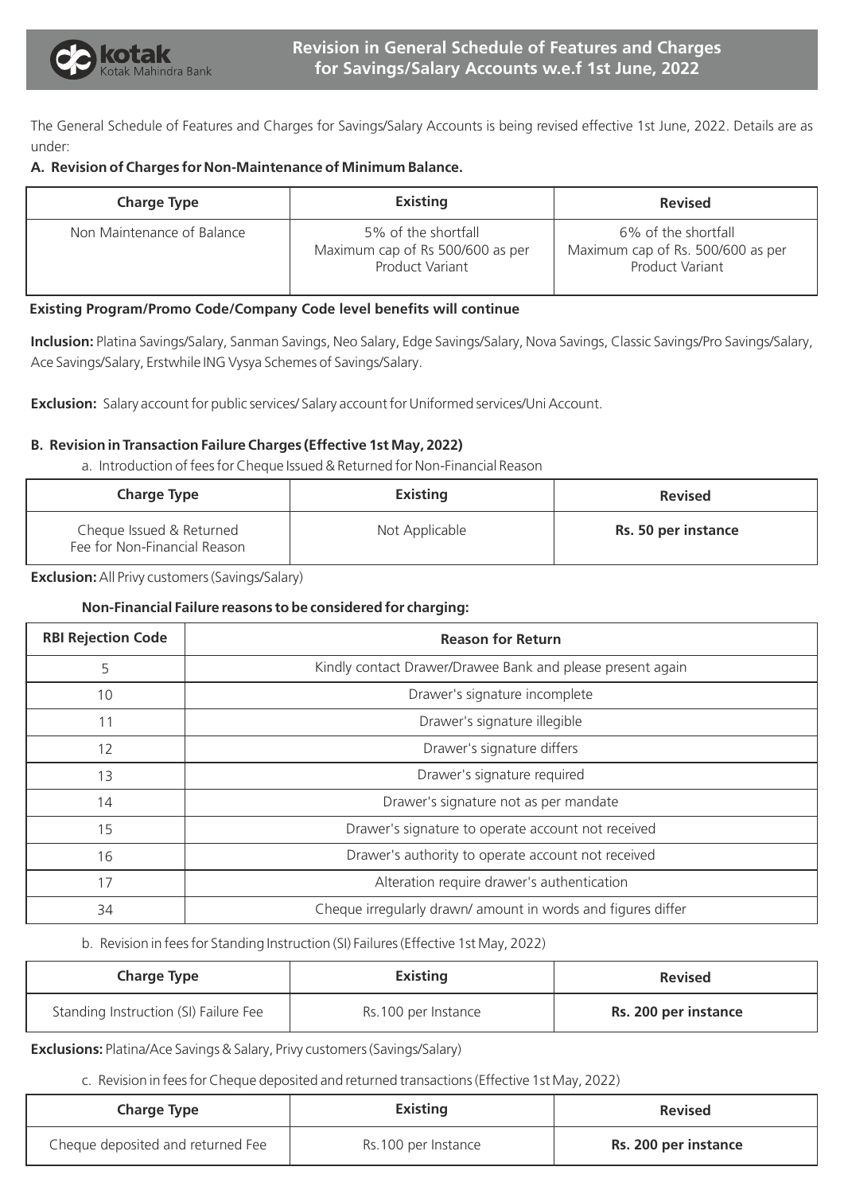# Revision in General Schedule of Features and Charges for Savings/Salary Accounts w.e.f 1st June, 2022

The General Schedule of Features and Charges for Savings/Salary Accounts is being revised effective 1st June, 2022. Details are as under:

**A. Revision of Charges for Non-Maintenance of Minimum Balance.**

| Charge Type | Existing | Revised |
|---|---|---|
| Non Maintenance of Balance | 5% of the shortfall Maximum cap of Rs 500/600 as per Product Variant | 6% of the shortfall Maximum cap of Rs. 500/600 as per Product Variant |

**Existing Program/Promo Code/Company Code level benefits will continue**

**Inclusion:** Platina Savings/Salary, Sanman Savings, Neo Salary, Edge Savings/Salary, Nova Savings, Classic Savings/Pro Savings/Salary, Ace Savings/Salary, Erstwhile ING Vysya Schemes of Savings/Salary.

**Exclusion:** Salary account for public services/ Salary account for Uniformed services/Uni Account.

**B. Revision in Transaction Failure Charges (Effective 1st May, 2022)**

a. Introduction of fees for Cheque Issued & Returned for Non-Financial Reason

| Charge Type | Existing | Revised |
|---|---|---|
| Cheque Issued & Returned Fee for Non-Financial Reason | Not Applicable | **Rs. 50 per instance** |

**Exclusion:** All Privy customers (Savings/Salary)

**Non-Financial Failure reasons to be considered for charging:**

| RBI Rejection Code | Reason for Return |
|---|---|
| 5 | Kindly contact Drawer/Drawee Bank and please present again |
| 10 | Drawer's signature incomplete |
| 11 | Drawer's signature illegible |
| 12 | Drawer's signature differs |
| 13 | Drawer's signature required |
| 14 | Drawer's signature not as per mandate |
| 15 | Drawer's signature to operate account not received |
| 16 | Drawer's authority to operate account not received |
| 17 | Alteration require drawer's authentication |
| 34 | Cheque irregularly drawn/ amount in words and figures differ |

b. Revision in fees for Standing Instruction (SI) Failures (Effective 1st May, 2022)

| Charge Type | Existing | Revised |
|---|---|---|
| Standing Instruction (SI) Failure Fee | Rs.100 per Instance | **Rs. 200 per instance** |

**Exclusions:** Platina/Ace Savings & Salary, Privy customers (Savings/Salary)

c. Revision in fees for Cheque deposited and returned transactions (Effective 1st May, 2022)

| Charge Type | Existing | Revised |
|---|---|---|
| Cheque deposited and returned Fee | Rs.100 per Instance | **Rs. 200 per instance** |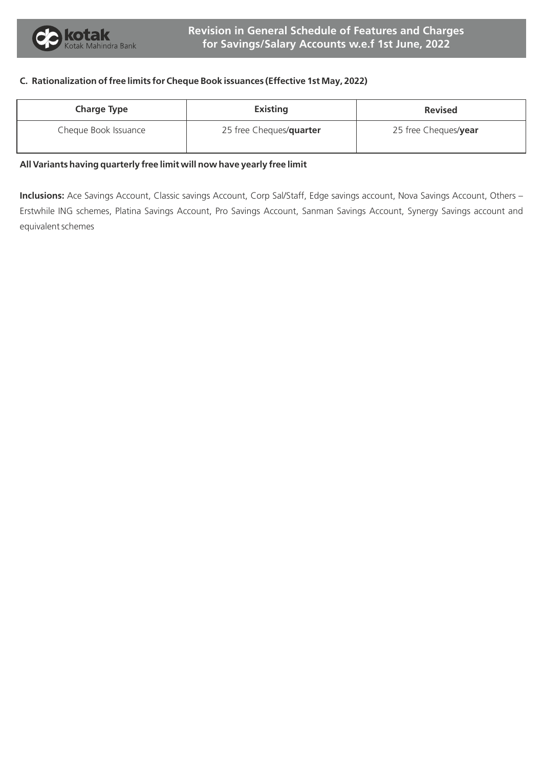### C. Rationalization of free limits for Cheque Book issuances (Effective 1st May, 2022)

| Charge Type | Existing | Revised |
| --- | --- | --- |
| Cheque Book Issuance | 25 free Cheques/**quarter** | 25 free Cheques/**year** |

**All Variants having quarterly free limit will now have yearly free limit**

**Inclusions:** Ace Savings Account, Classic savings Account, Corp Sal/Staff, Edge savings account, Nova Savings Account, Others – Erstwhile ING schemes, Platina Savings Account, Pro Savings Account, Sanman Savings Account, Synergy Savings account and equivalent schemes